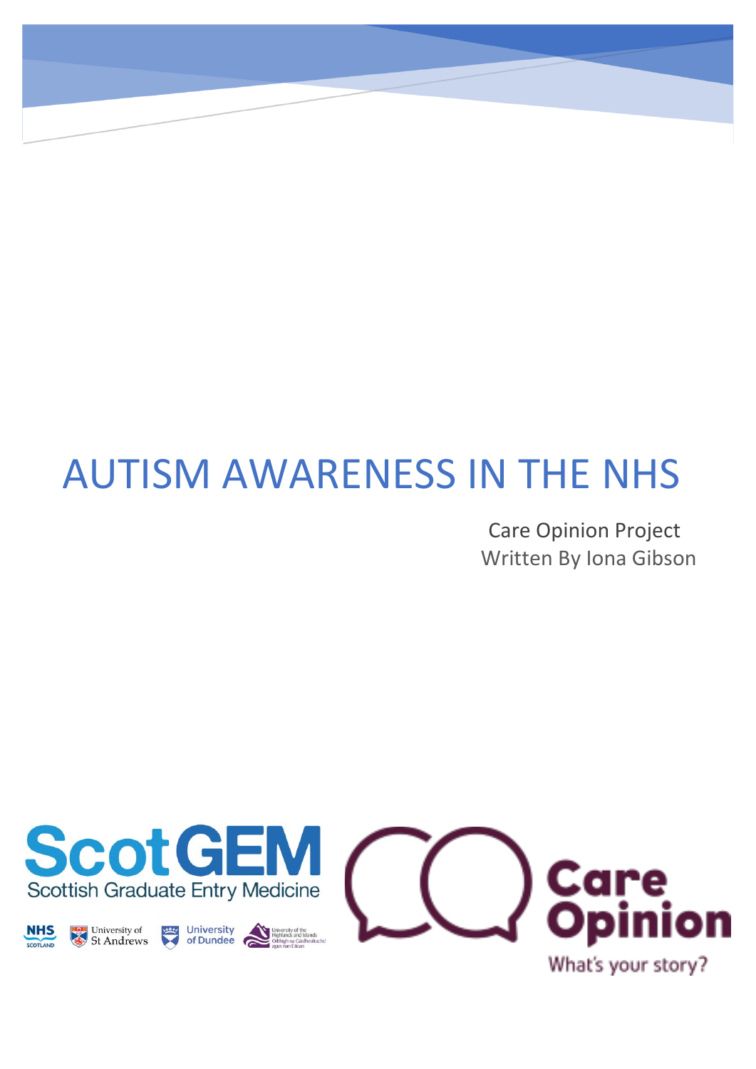# AUTISM AWARENESS IN THE NHS

Care Opinion Project

Written By Iona Gibson

ScotGEM
Scottish Graduate Entry Medicine

NHS SCOTLAND | University of St Andrews | University of Dundee | University of the Highlands and Islands Oilthigh na Gàidhealtachd agus nan Eilean

Care Opinion
What's your story?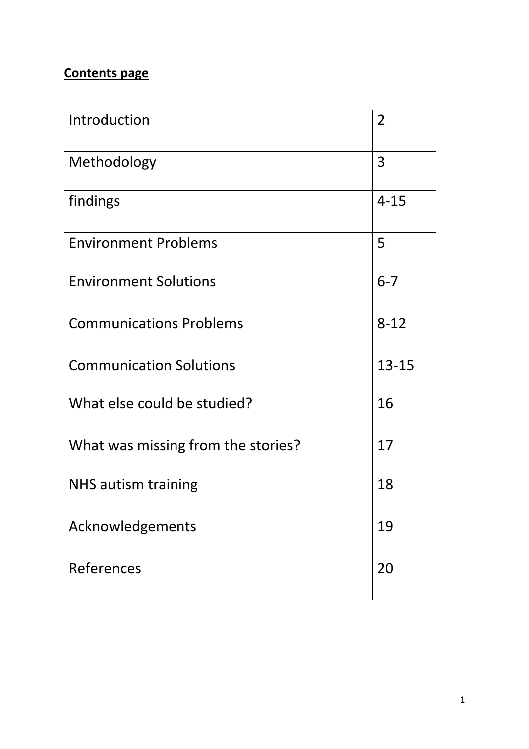**Contents page**

| | |
|---|---|
| Introduction | 2 |
| Methodology | 3 |
| findings | 4-15 |
| Environment Problems | 5 |
| Environment Solutions | 6-7 |
| Communications Problems | 8-12 |
| Communication Solutions | 13-15 |
| What else could be studied? | 16 |
| What was missing from the stories? | 17 |
| NHS autism training | 18 |
| Acknowledgements | 19 |
| References | 20 |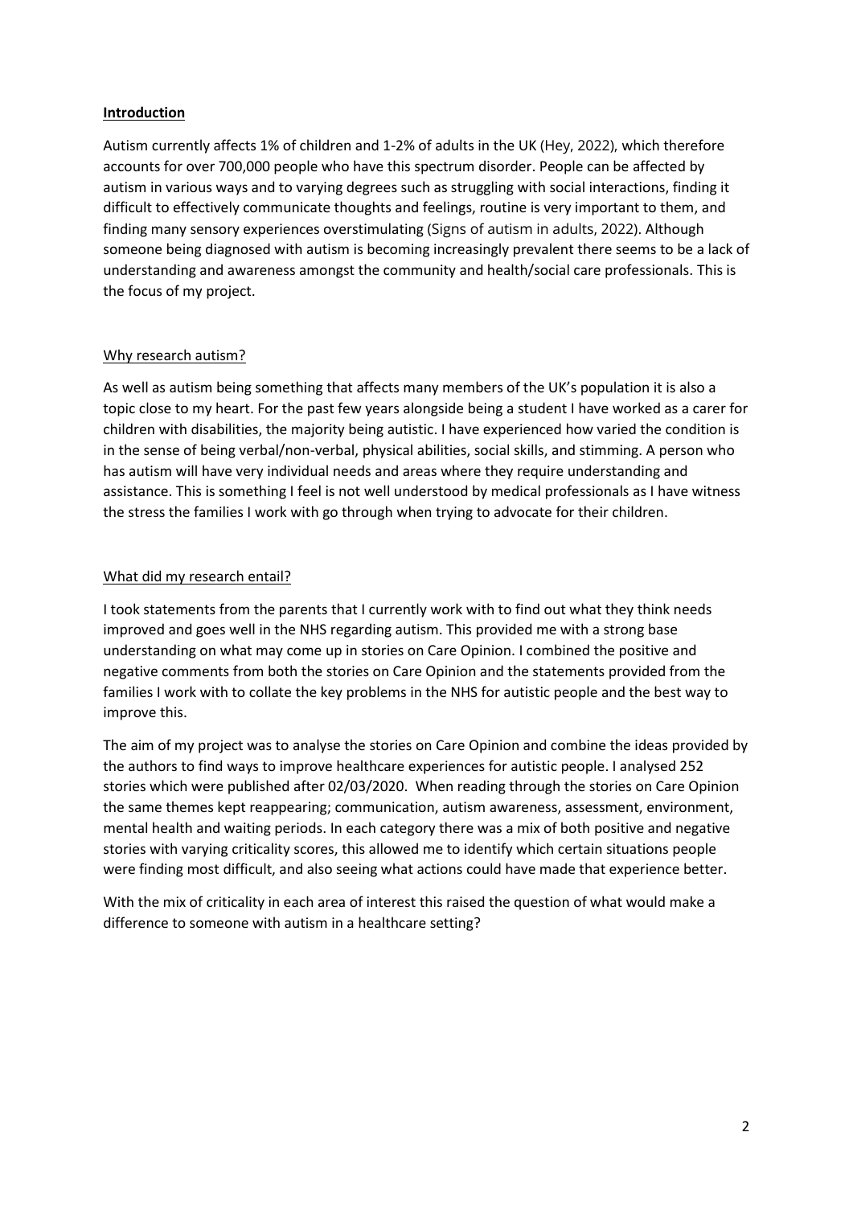## **Introduction**

Autism currently affects 1% of children and 1-2% of adults in the UK (Hey, 2022), which therefore accounts for over 700,000 people who have this spectrum disorder. People can be affected by autism in various ways and to varying degrees such as struggling with social interactions, finding it difficult to effectively communicate thoughts and feelings, routine is very important to them, and finding many sensory experiences overstimulating (Signs of autism in adults, 2022). Although someone being diagnosed with autism is becoming increasingly prevalent there seems to be a lack of understanding and awareness amongst the community and health/social care professionals. This is the focus of my project.

### Why research autism?

As well as autism being something that affects many members of the UK's population it is also a topic close to my heart. For the past few years alongside being a student I have worked as a carer for children with disabilities, the majority being autistic. I have experienced how varied the condition is in the sense of being verbal/non-verbal, physical abilities, social skills, and stimming. A person who has autism will have very individual needs and areas where they require understanding and assistance. This is something I feel is not well understood by medical professionals as I have witness the stress the families I work with go through when trying to advocate for their children.

### What did my research entail?

I took statements from the parents that I currently work with to find out what they think needs improved and goes well in the NHS regarding autism. This provided me with a strong base understanding on what may come up in stories on Care Opinion. I combined the positive and negative comments from both the stories on Care Opinion and the statements provided from the families I work with to collate the key problems in the NHS for autistic people and the best way to improve this.

The aim of my project was to analyse the stories on Care Opinion and combine the ideas provided by the authors to find ways to improve healthcare experiences for autistic people. I analysed 252 stories which were published after 02/03/2020. When reading through the stories on Care Opinion the same themes kept reappearing; communication, autism awareness, assessment, environment, mental health and waiting periods. In each category there was a mix of both positive and negative stories with varying criticality scores, this allowed me to identify which certain situations people were finding most difficult, and also seeing what actions could have made that experience better.

With the mix of criticality in each area of interest this raised the question of what would make a difference to someone with autism in a healthcare setting?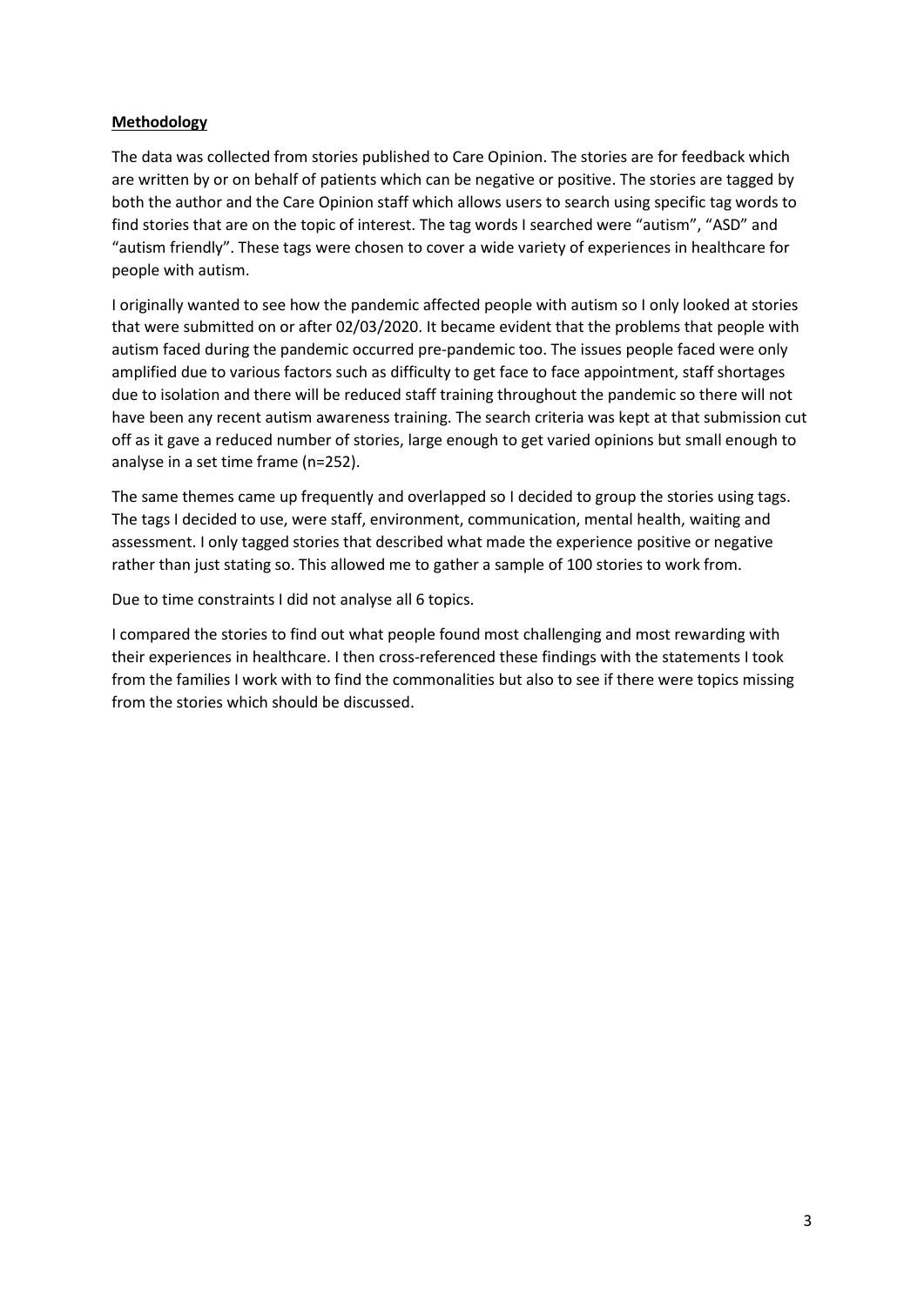**Methodology**

The data was collected from stories published to Care Opinion. The stories are for feedback which are written by or on behalf of patients which can be negative or positive. The stories are tagged by both the author and the Care Opinion staff which allows users to search using specific tag words to find stories that are on the topic of interest. The tag words I searched were "autism", "ASD" and "autism friendly". These tags were chosen to cover a wide variety of experiences in healthcare for people with autism.

I originally wanted to see how the pandemic affected people with autism so I only looked at stories that were submitted on or after 02/03/2020. It became evident that the problems that people with autism faced during the pandemic occurred pre-pandemic too. The issues people faced were only amplified due to various factors such as difficulty to get face to face appointment, staff shortages due to isolation and there will be reduced staff training throughout the pandemic so there will not have been any recent autism awareness training. The search criteria was kept at that submission cut off as it gave a reduced number of stories, large enough to get varied opinions but small enough to analyse in a set time frame (n=252).

The same themes came up frequently and overlapped so I decided to group the stories using tags. The tags I decided to use, were staff, environment, communication, mental health, waiting and assessment. I only tagged stories that described what made the experience positive or negative rather than just stating so. This allowed me to gather a sample of 100 stories to work from.

Due to time constraints I did not analyse all 6 topics.

I compared the stories to find out what people found most challenging and most rewarding with their experiences in healthcare. I then cross-referenced these findings with the statements I took from the families I work with to find the commonalities but also to see if there were topics missing from the stories which should be discussed.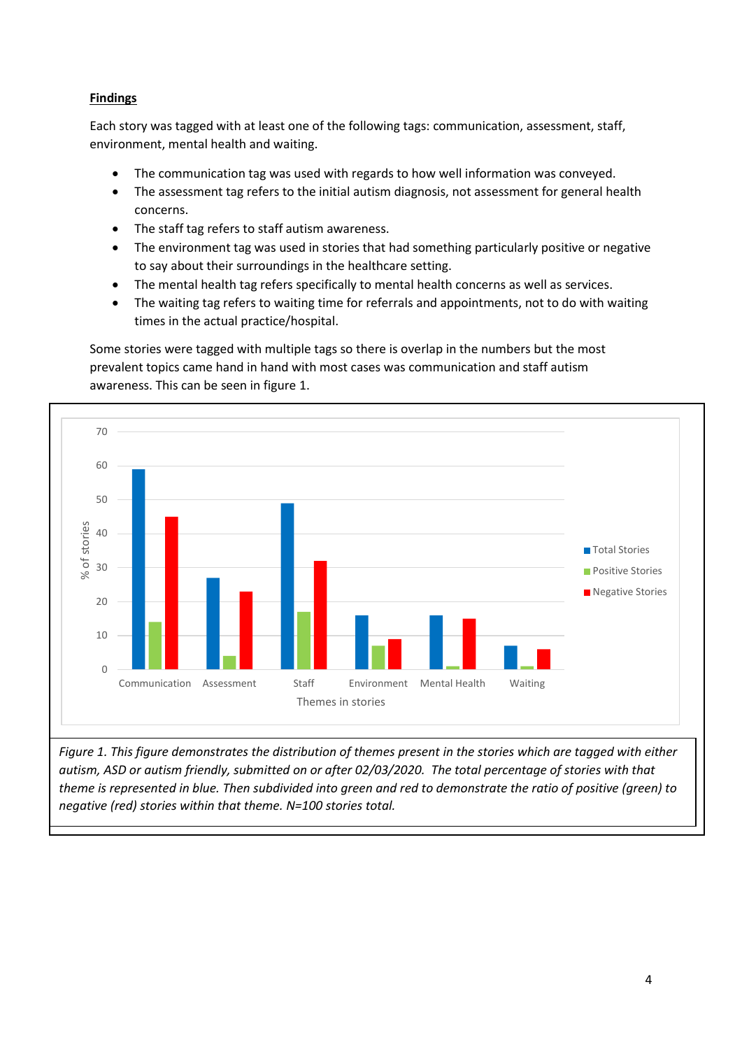**Findings**

Each story was tagged with at least one of the following tags: communication, assessment, staff, environment, mental health and waiting.

- The communication tag was used with regards to how well information was conveyed.
- The assessment tag refers to the initial autism diagnosis, not assessment for general health concerns.
- The staff tag refers to staff autism awareness.
- The environment tag was used in stories that had something particularly positive or negative to say about their surroundings in the healthcare setting.
- The mental health tag refers specifically to mental health concerns as well as services.
- The waiting tag refers to waiting time for referrals and appointments, not to do with waiting times in the actual practice/hospital.

Some stories were tagged with multiple tags so there is overlap in the numbers but the most prevalent topics came hand in hand with most cases was communication and staff autism awareness. This can be seen in figure 1.

*Figure 1. This figure demonstrates the distribution of themes present in the stories which are tagged with either autism, ASD or autism friendly, submitted on or after 02/03/2020. The total percentage of stories with that theme is represented in blue. Then subdivided into green and red to demonstrate the ratio of positive (green) to negative (red) stories within that theme. N=100 stories total.*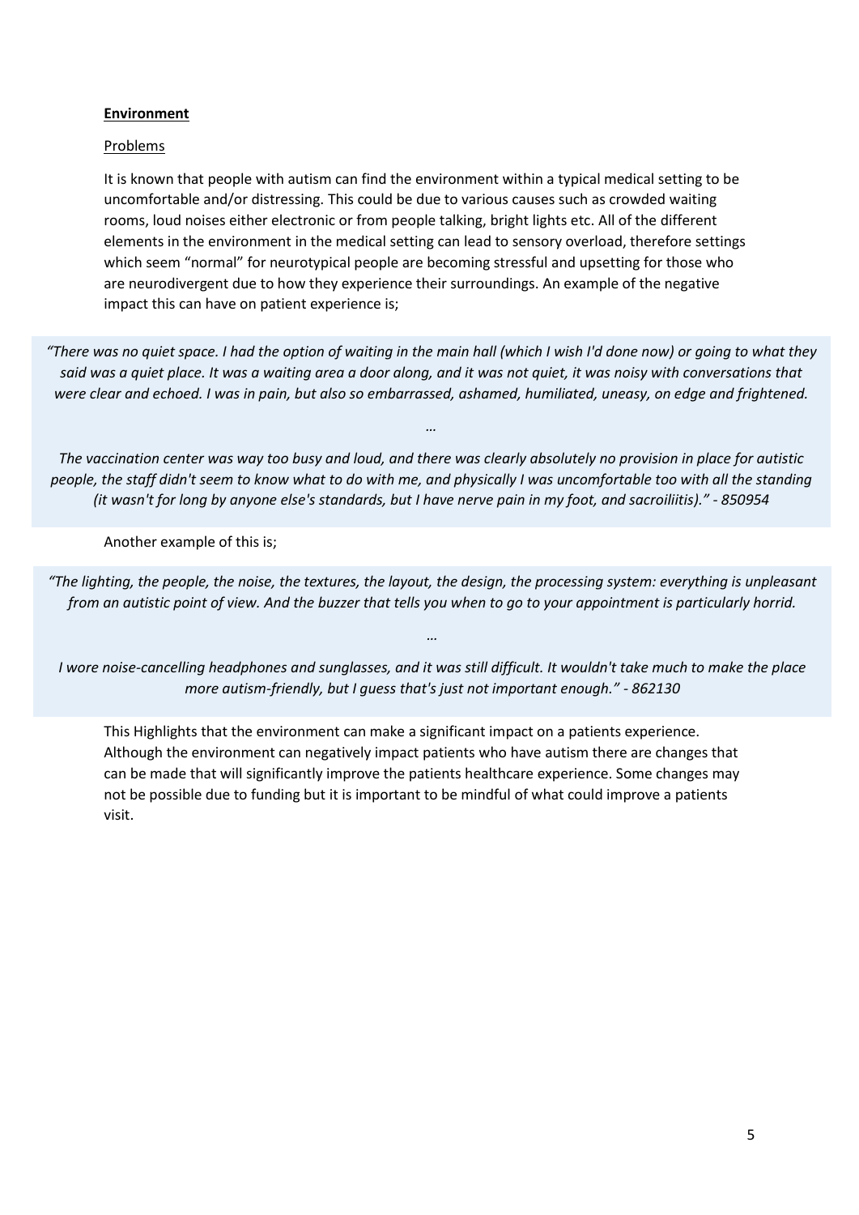**Environment**

Problems

It is known that people with autism can find the environment within a typical medical setting to be uncomfortable and/or distressing. This could be due to various causes such as crowded waiting rooms, loud noises either electronic or from people talking, bright lights etc. All of the different elements in the environment in the medical setting can lead to sensory overload, therefore settings which seem “normal” for neurotypical people are becoming stressful and upsetting for those who are neurodivergent due to how they experience their surroundings. An example of the negative impact this can have on patient experience is;

> *“There was no quiet space. I had the option of waiting in the main hall (which I wish I'd done now) or going to what they said was a quiet place. It was a waiting area a door along, and it was not quiet, it was noisy with conversations that were clear and echoed. I was in pain, but also so embarrassed, ashamed, humiliated, uneasy, on edge and frightened.*
>
> *…*
>
> *The vaccination center was way too busy and loud, and there was clearly absolutely no provision in place for autistic people, the staff didn't seem to know what to do with me, and physically I was uncomfortable too with all the standing (it wasn't for long by anyone else's standards, but I have nerve pain in my foot, and sacroiliitis).” - 850954*

Another example of this is;

> *“The lighting, the people, the noise, the textures, the layout, the design, the processing system: everything is unpleasant from an autistic point of view. And the buzzer that tells you when to go to your appointment is particularly horrid.*
>
> *…*
>
> *I wore noise-cancelling headphones and sunglasses, and it was still difficult. It wouldn't take much to make the place more autism-friendly, but I guess that's just not important enough.” - 862130*

This Highlights that the environment can make a significant impact on a patients experience. Although the environment can negatively impact patients who have autism there are changes that can be made that will significantly improve the patients healthcare experience. Some changes may not be possible due to funding but it is important to be mindful of what could improve a patients visit.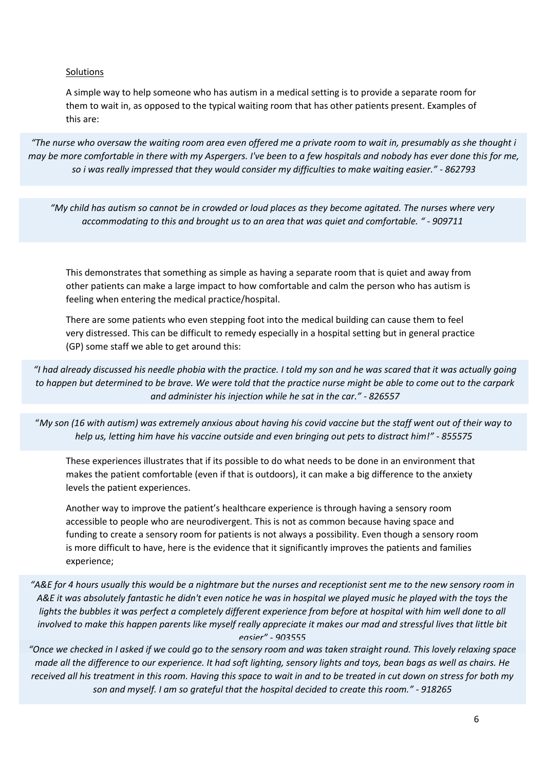Solutions

A simple way to help someone who has autism in a medical setting is to provide a separate room for them to wait in, as opposed to the typical waiting room that has other patients present. Examples of this are:

> *"The nurse who oversaw the waiting room area even offered me a private room to wait in, presumably as she thought i may be more comfortable in there with my Aspergers. I've been to a few hospitals and nobody has ever done this for me, so i was really impressed that they would consider my difficulties to make waiting easier." - 862793*

> *"My child has autism so cannot be in crowded or loud places as they become agitated. The nurses where very accommodating to this and brought us to an area that was quiet and comfortable. " - 909711*

This demonstrates that something as simple as having a separate room that is quiet and away from other patients can make a large impact to how comfortable and calm the person who has autism is feeling when entering the medical practice/hospital.

There are some patients who even stepping foot into the medical building can cause them to feel very distressed. This can be difficult to remedy especially in a hospital setting but in general practice (GP) some staff we able to get around this:

> *"I had already discussed his needle phobia with the practice. I told my son and he was scared that it was actually going to happen but determined to be brave. We were told that the practice nurse might be able to come out to the carpark and administer his injection while he sat in the car." - 826557*

> "*My son (16 with autism) was extremely anxious about having his covid vaccine but the staff went out of their way to help us, letting him have his vaccine outside and even bringing out pets to distract him!" - 855575*

These experiences illustrates that if its possible to do what needs to be done in an environment that makes the patient comfortable (even if that is outdoors), it can make a big difference to the anxiety levels the patient experiences.

Another way to improve the patient's healthcare experience is through having a sensory room accessible to people who are neurodivergent. This is not as common because having space and funding to create a sensory room for patients is not always a possibility. Even though a sensory room is more difficult to have, here is the evidence that it significantly improves the patients and families experience;

> *"A&E for 4 hours usually this would be a nightmare but the nurses and receptionist sent me to the new sensory room in A&E it was absolutely fantastic he didn't even notice he was in hospital we played music he played with the toys the lights the bubbles it was perfect a completely different experience from before at hospital with him well done to all involved to make this happen parents like myself really appreciate it makes our mad and stressful lives that little bit easier" - 903555*

> *"Once we checked in I asked if we could go to the sensory room and was taken straight round. This lovely relaxing space made all the difference to our experience. It had soft lighting, sensory lights and toys, bean bags as well as chairs. He received all his treatment in this room. Having this space to wait in and to be treated in cut down on stress for both my son and myself. I am so grateful that the hospital decided to create this room." - 918265*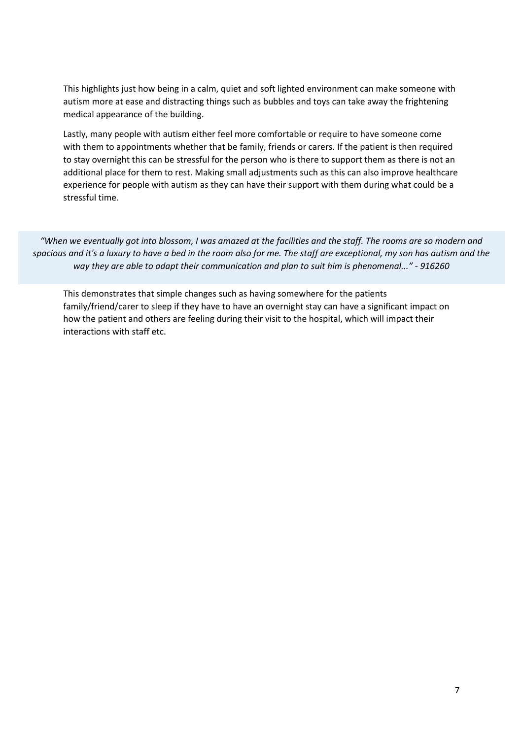This highlights just how being in a calm, quiet and soft lighted environment can make someone with autism more at ease and distracting things such as bubbles and toys can take away the frightening medical appearance of the building.

Lastly, many people with autism either feel more comfortable or require to have someone come with them to appointments whether that be family, friends or carers. If the patient is then required to stay overnight this can be stressful for the person who is there to support them as there is not an additional place for them to rest. Making small adjustments such as this can also improve healthcare experience for people with autism as they can have their support with them during what could be a stressful time.

> *"When we eventually got into blossom, I was amazed at the facilities and the staff. The rooms are so modern and spacious and it's a luxury to have a bed in the room also for me. The staff are exceptional, my son has autism and the way they are able to adapt their communication and plan to suit him is phenomenal..." - 916260*

This demonstrates that simple changes such as having somewhere for the patients family/friend/carer to sleep if they have to have an overnight stay can have a significant impact on how the patient and others are feeling during their visit to the hospital, which will impact their interactions with staff etc.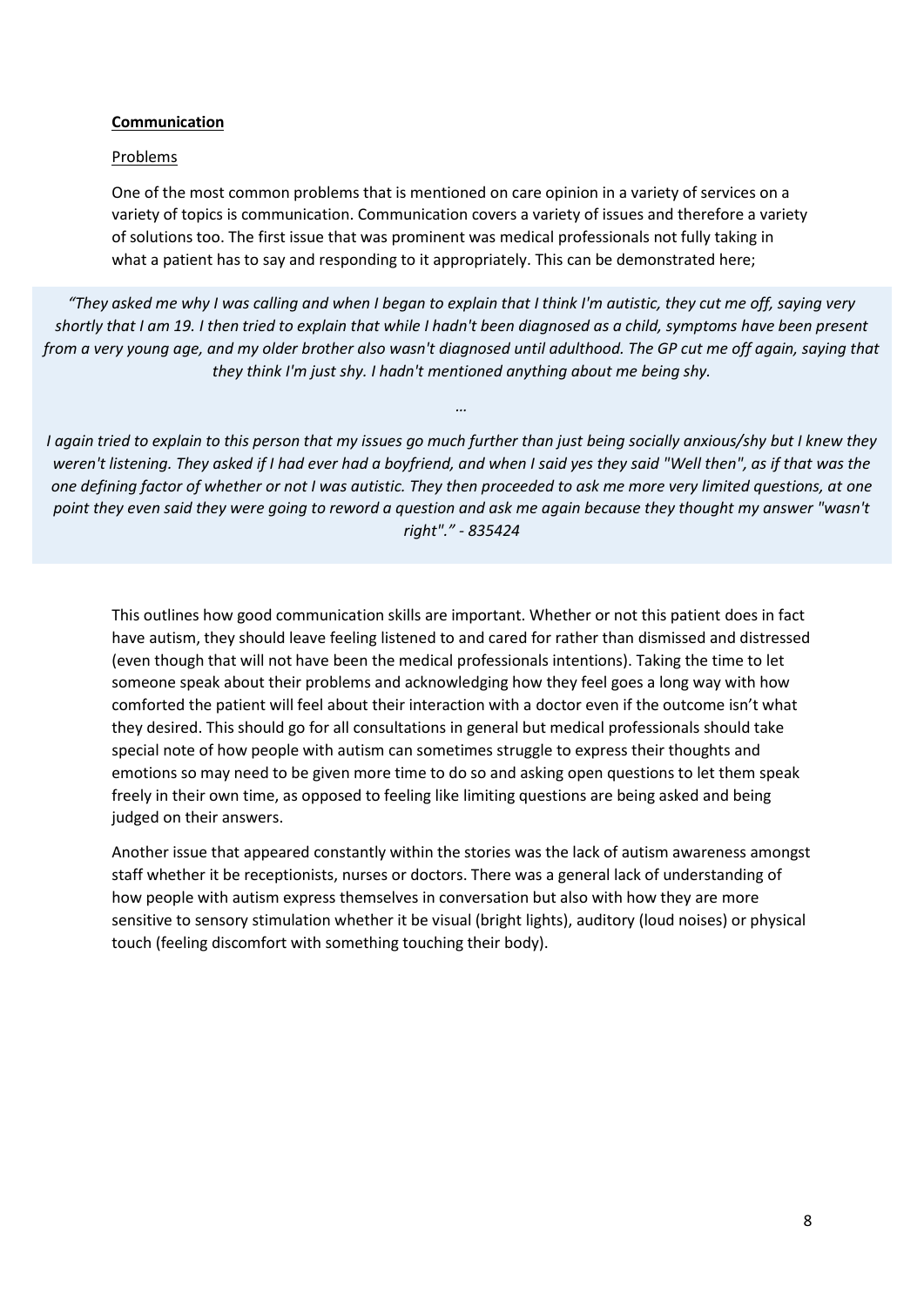**Communication**

Problems

One of the most common problems that is mentioned on care opinion in a variety of services on a variety of topics is communication. Communication covers a variety of issues and therefore a variety of solutions too. The first issue that was prominent was medical professionals not fully taking in what a patient has to say and responding to it appropriately. This can be demonstrated here;

> *"They asked me why I was calling and when I began to explain that I think I'm autistic, they cut me off, saying very shortly that I am 19. I then tried to explain that while I hadn't been diagnosed as a child, symptoms have been present from a very young age, and my older brother also wasn't diagnosed until adulthood. The GP cut me off again, saying that they think I'm just shy. I hadn't mentioned anything about me being shy.*
>
> *…*
>
> *I again tried to explain to this person that my issues go much further than just being socially anxious/shy but I knew they weren't listening. They asked if I had ever had a boyfriend, and when I said yes they said "Well then", as if that was the one defining factor of whether or not I was autistic. They then proceeded to ask me more very limited questions, at one point they even said they were going to reword a question and ask me again because they thought my answer "wasn't right"." - 835424*

This outlines how good communication skills are important. Whether or not this patient does in fact have autism, they should leave feeling listened to and cared for rather than dismissed and distressed (even though that will not have been the medical professionals intentions). Taking the time to let someone speak about their problems and acknowledging how they feel goes a long way with how comforted the patient will feel about their interaction with a doctor even if the outcome isn't what they desired. This should go for all consultations in general but medical professionals should take special note of how people with autism can sometimes struggle to express their thoughts and emotions so may need to be given more time to do so and asking open questions to let them speak freely in their own time, as opposed to feeling like limiting questions are being asked and being judged on their answers.

Another issue that appeared constantly within the stories was the lack of autism awareness amongst staff whether it be receptionists, nurses or doctors. There was a general lack of understanding of how people with autism express themselves in conversation but also with how they are more sensitive to sensory stimulation whether it be visual (bright lights), auditory (loud noises) or physical touch (feeling discomfort with something touching their body).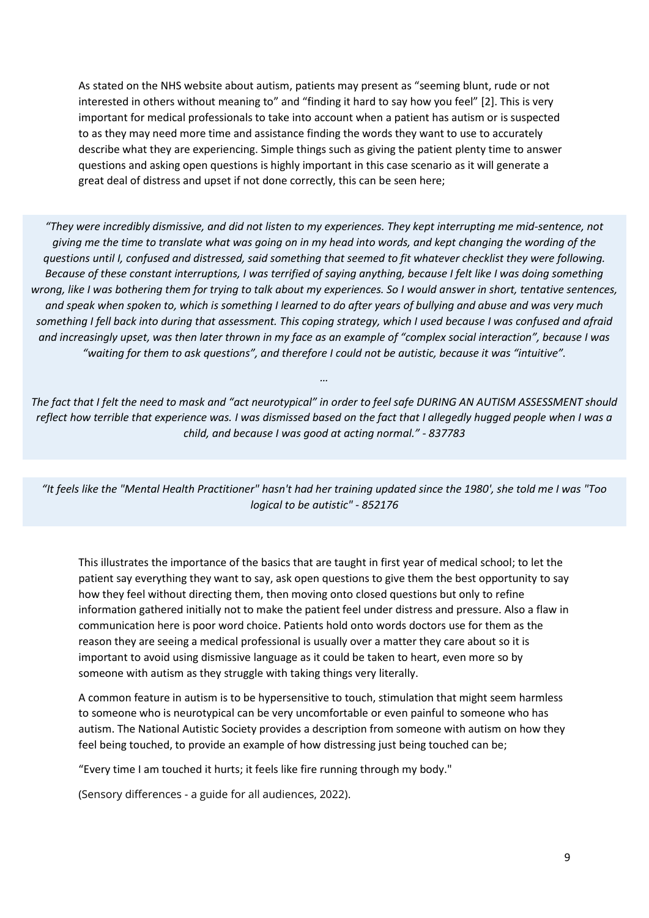As stated on the NHS website about autism, patients may present as "seeming blunt, rude or not interested in others without meaning to" and "finding it hard to say how you feel" [2]. This is very important for medical professionals to take into account when a patient has autism or is suspected to as they may need more time and assistance finding the words they want to use to accurately describe what they are experiencing. Simple things such as giving the patient plenty time to answer questions and asking open questions is highly important in this case scenario as it will generate a great deal of distress and upset if not done correctly, this can be seen here;

> *"They were incredibly dismissive, and did not listen to my experiences. They kept interrupting me mid-sentence, not giving me the time to translate what was going on in my head into words, and kept changing the wording of the questions until I, confused and distressed, said something that seemed to fit whatever checklist they were following. Because of these constant interruptions, I was terrified of saying anything, because I felt like I was doing something wrong, like I was bothering them for trying to talk about my experiences. So I would answer in short, tentative sentences, and speak when spoken to, which is something I learned to do after years of bullying and abuse and was very much something I fell back into during that assessment. This coping strategy, which I used because I was confused and afraid and increasingly upset, was then later thrown in my face as an example of "complex social interaction", because I was "waiting for them to ask questions", and therefore I could not be autistic, because it was "intuitive".*
>
> *…*
>
> *The fact that I felt the need to mask and "act neurotypical" in order to feel safe DURING AN AUTISM ASSESSMENT should reflect how terrible that experience was. I was dismissed based on the fact that I allegedly hugged people when I was a child, and because I was good at acting normal." - 837783*

> *"It feels like the "Mental Health Practitioner" hasn't had her training updated since the 1980', she told me I was "Too logical to be autistic" - 852176*

This illustrates the importance of the basics that are taught in first year of medical school; to let the patient say everything they want to say, ask open questions to give them the best opportunity to say how they feel without directing them, then moving onto closed questions but only to refine information gathered initially not to make the patient feel under distress and pressure. Also a flaw in communication here is poor word choice. Patients hold onto words doctors use for them as the reason they are seeing a medical professional is usually over a matter they care about so it is important to avoid using dismissive language as it could be taken to heart, even more so by someone with autism as they struggle with taking things very literally.

A common feature in autism is to be hypersensitive to touch, stimulation that might seem harmless to someone who is neurotypical can be very uncomfortable or even painful to someone who has autism. The National Autistic Society provides a description from someone with autism on how they feel being touched, to provide an example of how distressing just being touched can be;

"Every time I am touched it hurts; it feels like fire running through my body."

(Sensory differences - a guide for all audiences, 2022).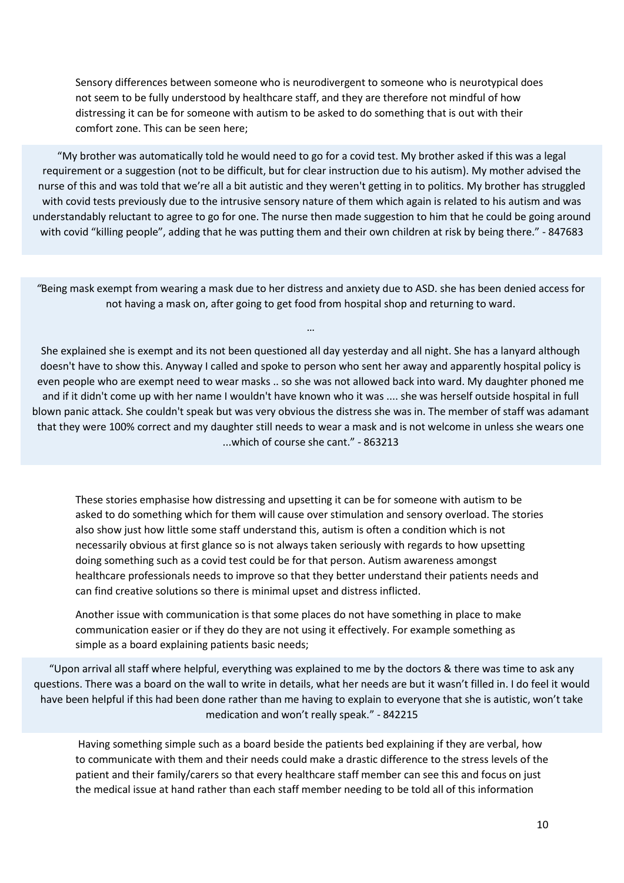Sensory differences between someone who is neurodivergent to someone who is neurotypical does not seem to be fully understood by healthcare staff, and they are therefore not mindful of how distressing it can be for someone with autism to be asked to do something that is out with their comfort zone. This can be seen here;

> "My brother was automatically told he would need to go for a covid test. My brother asked if this was a legal requirement or a suggestion (not to be difficult, but for clear instruction due to his autism). My mother advised the nurse of this and was told that we're all a bit autistic and they weren't getting in to politics. My brother has struggled with covid tests previously due to the intrusive sensory nature of them which again is related to his autism and was understandably reluctant to agree to go for one. The nurse then made suggestion to him that he could be going around with covid "killing people", adding that he was putting them and their own children at risk by being there." - 847683

> "Being mask exempt from wearing a mask due to her distress and anxiety due to ASD. she has been denied access for not having a mask on, after going to get food from hospital shop and returning to ward.
>
> …
>
> She explained she is exempt and its not been questioned all day yesterday and all night. She has a lanyard although doesn't have to show this. Anyway I called and spoke to person who sent her away and apparently hospital policy is even people who are exempt need to wear masks .. so she was not allowed back into ward. My daughter phoned me and if it didn't come up with her name I wouldn't have known who it was .... she was herself outside hospital in full blown panic attack. She couldn't speak but was very obvious the distress she was in. The member of staff was adamant that they were 100% correct and my daughter still needs to wear a mask and is not welcome in unless she wears one ...which of course she cant." - 863213

These stories emphasise how distressing and upsetting it can be for someone with autism to be asked to do something which for them will cause over stimulation and sensory overload. The stories also show just how little some staff understand this, autism is often a condition which is not necessarily obvious at first glance so is not always taken seriously with regards to how upsetting doing something such as a covid test could be for that person. Autism awareness amongst healthcare professionals needs to improve so that they better understand their patients needs and can find creative solutions so there is minimal upset and distress inflicted.

Another issue with communication is that some places do not have something in place to make communication easier or if they do they are not using it effectively. For example something as simple as a board explaining patients basic needs;

> "Upon arrival all staff where helpful, everything was explained to me by the doctors & there was time to ask any questions. There was a board on the wall to write in details, what her needs are but it wasn't filled in. I do feel it would have been helpful if this had been done rather than me having to explain to everyone that she is autistic, won't take medication and won't really speak." - 842215

Having something simple such as a board beside the patients bed explaining if they are verbal, how to communicate with them and their needs could make a drastic difference to the stress levels of the patient and their family/carers so that every healthcare staff member can see this and focus on just the medical issue at hand rather than each staff member needing to be told all of this information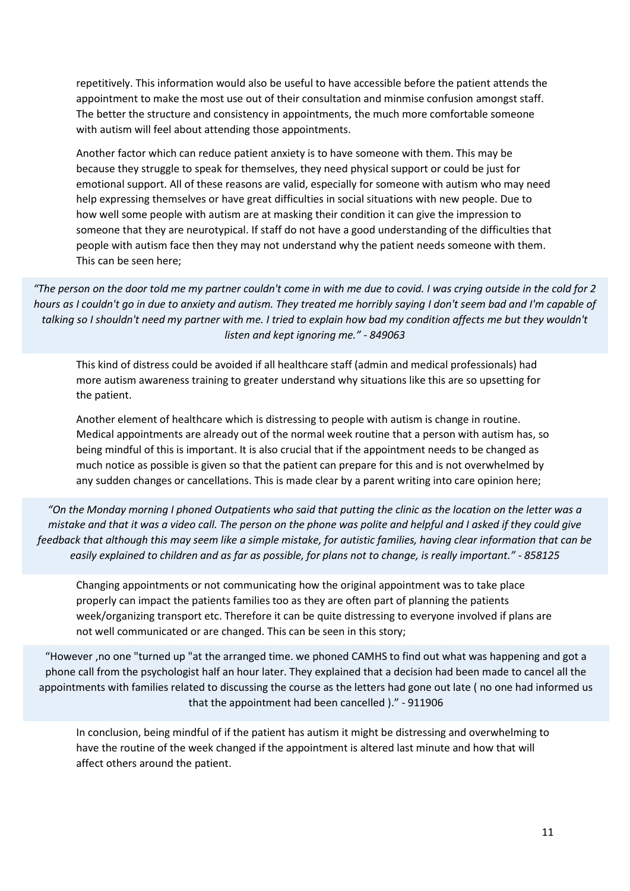repetitively. This information would also be useful to have accessible before the patient attends the appointment to make the most use out of their consultation and minmise confusion amongst staff. The better the structure and consistency in appointments, the much more comfortable someone with autism will feel about attending those appointments.

Another factor which can reduce patient anxiety is to have someone with them. This may be because they struggle to speak for themselves, they need physical support or could be just for emotional support. All of these reasons are valid, especially for someone with autism who may need help expressing themselves or have great difficulties in social situations with new people. Due to how well some people with autism are at masking their condition it can give the impression to someone that they are neurotypical. If staff do not have a good understanding of the difficulties that people with autism face then they may not understand why the patient needs someone with them. This can be seen here;

> *"The person on the door told me my partner couldn't come in with me due to covid. I was crying outside in the cold for 2 hours as I couldn't go in due to anxiety and autism. They treated me horribly saying I don't seem bad and I'm capable of talking so I shouldn't need my partner with me. I tried to explain how bad my condition affects me but they wouldn't listen and kept ignoring me." - 849063*

This kind of distress could be avoided if all healthcare staff (admin and medical professionals) had more autism awareness training to greater understand why situations like this are so upsetting for the patient.

Another element of healthcare which is distressing to people with autism is change in routine. Medical appointments are already out of the normal week routine that a person with autism has, so being mindful of this is important. It is also crucial that if the appointment needs to be changed as much notice as possible is given so that the patient can prepare for this and is not overwhelmed by any sudden changes or cancellations. This is made clear by a parent writing into care opinion here;

> *"On the Monday morning I phoned Outpatients who said that putting the clinic as the location on the letter was a mistake and that it was a video call. The person on the phone was polite and helpful and I asked if they could give feedback that although this may seem like a simple mistake, for autistic families, having clear information that can be easily explained to children and as far as possible, for plans not to change, is really important." - 858125*

Changing appointments or not communicating how the original appointment was to take place properly can impact the patients families too as they are often part of planning the patients week/organizing transport etc. Therefore it can be quite distressing to everyone involved if plans are not well communicated or are changed. This can be seen in this story;

> "However ,no one "turned up "at the arranged time. we phoned CAMHS to find out what was happening and got a phone call from the psychologist half an hour later. They explained that a decision had been made to cancel all the appointments with families related to discussing the course as the letters had gone out late ( no one had informed us that the appointment had been cancelled )." - 911906

In conclusion, being mindful of if the patient has autism it might be distressing and overwhelming to have the routine of the week changed if the appointment is altered last minute and how that will affect others around the patient.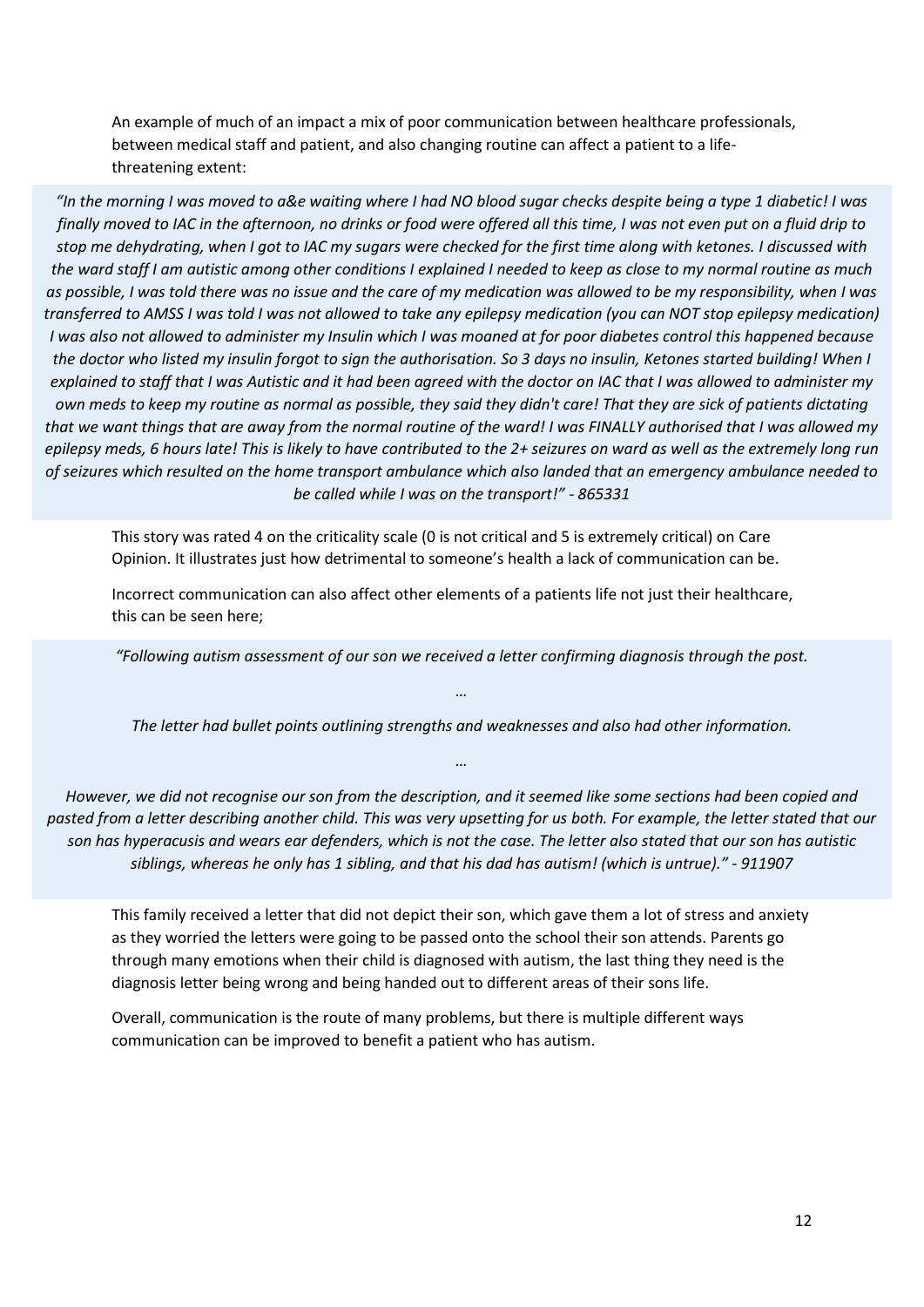An example of much of an impact a mix of poor communication between healthcare professionals, between medical staff and patient, and also changing routine can affect a patient to a life-threatening extent:

> *"In the morning I was moved to a&e waiting where I had NO blood sugar checks despite being a type 1 diabetic! I was finally moved to IAC in the afternoon, no drinks or food were offered all this time, I was not even put on a fluid drip to stop me dehydrating, when I got to IAC my sugars were checked for the first time along with ketones. I discussed with the ward staff I am autistic among other conditions I explained I needed to keep as close to my normal routine as much as possible, I was told there was no issue and the care of my medication was allowed to be my responsibility, when I was transferred to AMSS I was told I was not allowed to take any epilepsy medication (you can NOT stop epilepsy medication) I was also not allowed to administer my Insulin which I was moaned at for poor diabetes control this happened because the doctor who listed my insulin forgot to sign the authorisation. So 3 days no insulin, Ketones started building! When I explained to staff that I was Autistic and it had been agreed with the doctor on IAC that I was allowed to administer my own meds to keep my routine as normal as possible, they said they didn't care! That they are sick of patients dictating that we want things that are away from the normal routine of the ward! I was FINALLY authorised that I was allowed my epilepsy meds, 6 hours late! This is likely to have contributed to the 2+ seizures on ward as well as the extremely long run of seizures which resulted on the home transport ambulance which also landed that an emergency ambulance needed to be called while I was on the transport!" - 865331*

This story was rated 4 on the criticality scale (0 is not critical and 5 is extremely critical) on Care Opinion. It illustrates just how detrimental to someone's health a lack of communication can be.

Incorrect communication can also affect other elements of a patients life not just their healthcare, this can be seen here;

> *"Following autism assessment of our son we received a letter confirming diagnosis through the post.*
>
> *…*
>
> *The letter had bullet points outlining strengths and weaknesses and also had other information.*
>
> *…*
>
> *However, we did not recognise our son from the description, and it seemed like some sections had been copied and pasted from a letter describing another child. This was very upsetting for us both. For example, the letter stated that our son has hyperacusis and wears ear defenders, which is not the case. The letter also stated that our son has autistic siblings, whereas he only has 1 sibling, and that his dad has autism! (which is untrue)." - 911907*

This family received a letter that did not depict their son, which gave them a lot of stress and anxiety as they worried the letters were going to be passed onto the school their son attends. Parents go through many emotions when their child is diagnosed with autism, the last thing they need is the diagnosis letter being wrong and being handed out to different areas of their sons life.

Overall, communication is the route of many problems, but there is multiple different ways communication can be improved to benefit a patient who has autism.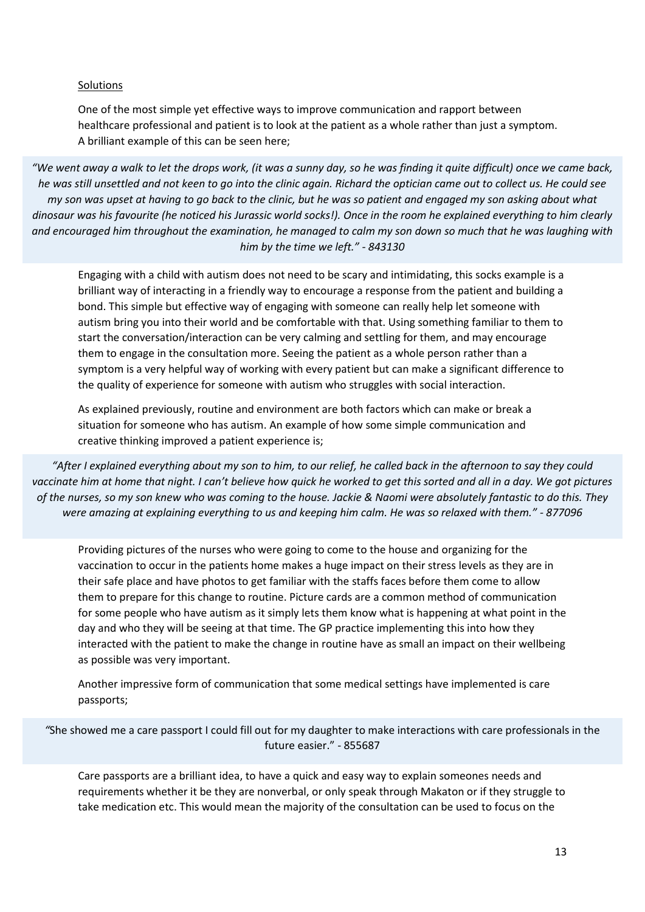Solutions

One of the most simple yet effective ways to improve communication and rapport between healthcare professional and patient is to look at the patient as a whole rather than just a symptom. A brilliant example of this can be seen here;

> *"We went away a walk to let the drops work, (it was a sunny day, so he was finding it quite difficult) once we came back, he was still unsettled and not keen to go into the clinic again. Richard the optician came out to collect us. He could see my son was upset at having to go back to the clinic, but he was so patient and engaged my son asking about what dinosaur was his favourite (he noticed his Jurassic world socks!). Once in the room he explained everything to him clearly and encouraged him throughout the examination, he managed to calm my son down so much that he was laughing with him by the time we left." - 843130*

Engaging with a child with autism does not need to be scary and intimidating, this socks example is a brilliant way of interacting in a friendly way to encourage a response from the patient and building a bond. This simple but effective way of engaging with someone can really help let someone with autism bring you into their world and be comfortable with that. Using something familiar to them to start the conversation/interaction can be very calming and settling for them, and may encourage them to engage in the consultation more. Seeing the patient as a whole person rather than a symptom is a very helpful way of working with every patient but can make a significant difference to the quality of experience for someone with autism who struggles with social interaction.

As explained previously, routine and environment are both factors which can make or break a situation for someone who has autism. An example of how some simple communication and creative thinking improved a patient experience is;

> *"After I explained everything about my son to him, to our relief, he called back in the afternoon to say they could vaccinate him at home that night. I can't believe how quick he worked to get this sorted and all in a day. We got pictures of the nurses, so my son knew who was coming to the house. Jackie & Naomi were absolutely fantastic to do this. They were amazing at explaining everything to us and keeping him calm. He was so relaxed with them." - 877096*

Providing pictures of the nurses who were going to come to the house and organizing for the vaccination to occur in the patients home makes a huge impact on their stress levels as they are in their safe place and have photos to get familiar with the staffs faces before them come to allow them to prepare for this change to routine. Picture cards are a common method of communication for some people who have autism as it simply lets them know what is happening at what point in the day and who they will be seeing at that time. The GP practice implementing this into how they interacted with the patient to make the change in routine have as small an impact on their wellbeing as possible was very important.

Another impressive form of communication that some medical settings have implemented is care passports;

> "She showed me a care passport I could fill out for my daughter to make interactions with care professionals in the future easier." - 855687

Care passports are a brilliant idea, to have a quick and easy way to explain someones needs and requirements whether it be they are nonverbal, or only speak through Makaton or if they struggle to take medication etc. This would mean the majority of the consultation can be used to focus on the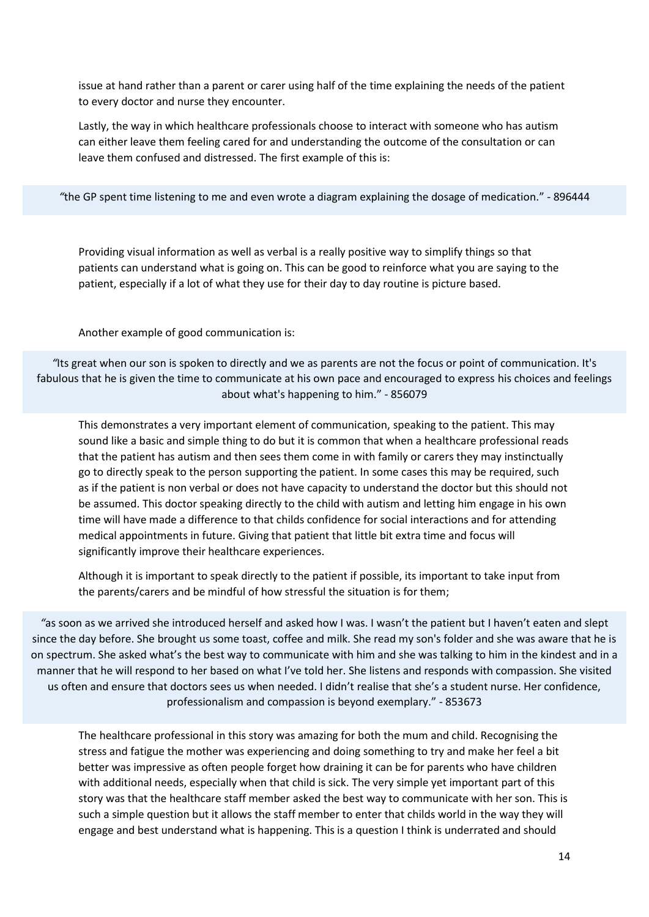issue at hand rather than a parent or carer using half of the time explaining the needs of the patient to every doctor and nurse they encounter.

Lastly, the way in which healthcare professionals choose to interact with someone who has autism can either leave them feeling cared for and understanding the outcome of the consultation or can leave them confused and distressed. The first example of this is:

> *"*the GP spent time listening to me and even wrote a diagram explaining the dosage of medication." - 896444

Providing visual information as well as verbal is a really positive way to simplify things so that patients can understand what is going on. This can be good to reinforce what you are saying to the patient, especially if a lot of what they use for their day to day routine is picture based.

Another example of good communication is:

> *"*Its great when our son is spoken to directly and we as parents are not the focus or point of communication. It's fabulous that he is given the time to communicate at his own pace and encouraged to express his choices and feelings about what's happening to him." - 856079

This demonstrates a very important element of communication, speaking to the patient. This may sound like a basic and simple thing to do but it is common that when a healthcare professional reads that the patient has autism and then sees them come in with family or carers they may instinctually go to directly speak to the person supporting the patient. In some cases this may be required, such as if the patient is non verbal or does not have capacity to understand the doctor but this should not be assumed. This doctor speaking directly to the child with autism and letting him engage in his own time will have made a difference to that childs confidence for social interactions and for attending medical appointments in future. Giving that patient that little bit extra time and focus will significantly improve their healthcare experiences.

Although it is important to speak directly to the patient if possible, its important to take input from the parents/carers and be mindful of how stressful the situation is for them;

> *"*as soon as we arrived she introduced herself and asked how I was. I wasn't the patient but I haven't eaten and slept since the day before. She brought us some toast, coffee and milk. She read my son's folder and she was aware that he is on spectrum. She asked what's the best way to communicate with him and she was talking to him in the kindest and in a manner that he will respond to her based on what I've told her. She listens and responds with compassion. She visited us often and ensure that doctors sees us when needed. I didn't realise that she's a student nurse. Her confidence, professionalism and compassion is beyond exemplary." - 853673

The healthcare professional in this story was amazing for both the mum and child. Recognising the stress and fatigue the mother was experiencing and doing something to try and make her feel a bit better was impressive as often people forget how draining it can be for parents who have children with additional needs, especially when that child is sick. The very simple yet important part of this story was that the healthcare staff member asked the best way to communicate with her son. This is such a simple question but it allows the staff member to enter that childs world in the way they will engage and best understand what is happening. This is a question I think is underrated and should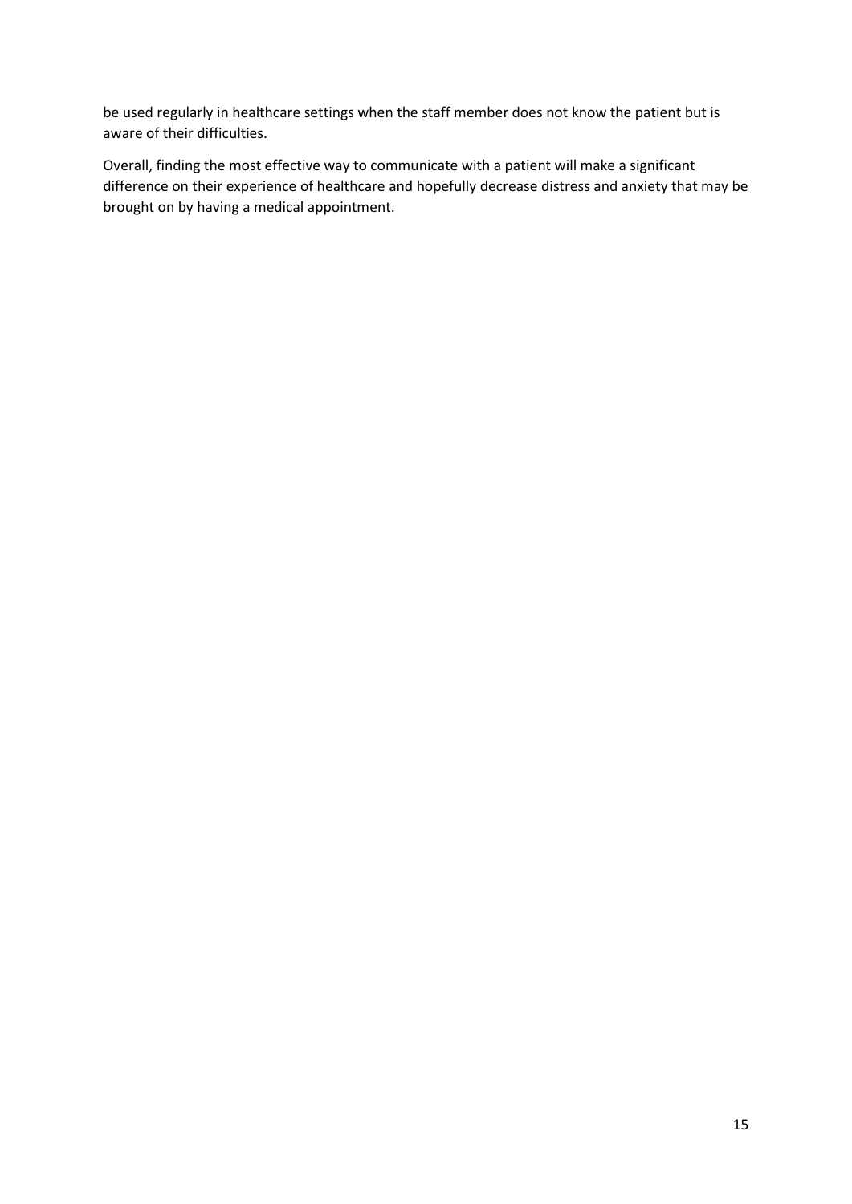be used regularly in healthcare settings when the staff member does not know the patient but is aware of their difficulties.

Overall, finding the most effective way to communicate with a patient will make a significant difference on their experience of healthcare and hopefully decrease distress and anxiety that may be brought on by having a medical appointment.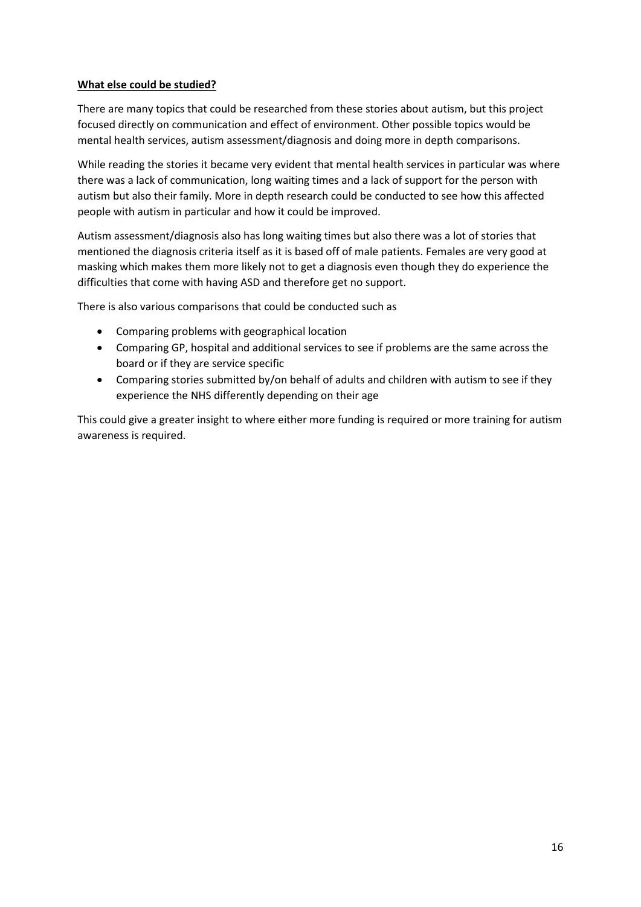**<u>What else could be studied?</u>**

There are many topics that could be researched from these stories about autism, but this project focused directly on communication and effect of environment. Other possible topics would be mental health services, autism assessment/diagnosis and doing more in depth comparisons.

While reading the stories it became very evident that mental health services in particular was where there was a lack of communication, long waiting times and a lack of support for the person with autism but also their family. More in depth research could be conducted to see how this affected people with autism in particular and how it could be improved.

Autism assessment/diagnosis also has long waiting times but also there was a lot of stories that mentioned the diagnosis criteria itself as it is based off of male patients. Females are very good at masking which makes them more likely not to get a diagnosis even though they do experience the difficulties that come with having ASD and therefore get no support.

There is also various comparisons that could be conducted such as

- Comparing problems with geographical location
- Comparing GP, hospital and additional services to see if problems are the same across the board or if they are service specific
- Comparing stories submitted by/on behalf of adults and children with autism to see if they experience the NHS differently depending on their age

This could give a greater insight to where either more funding is required or more training for autism awareness is required.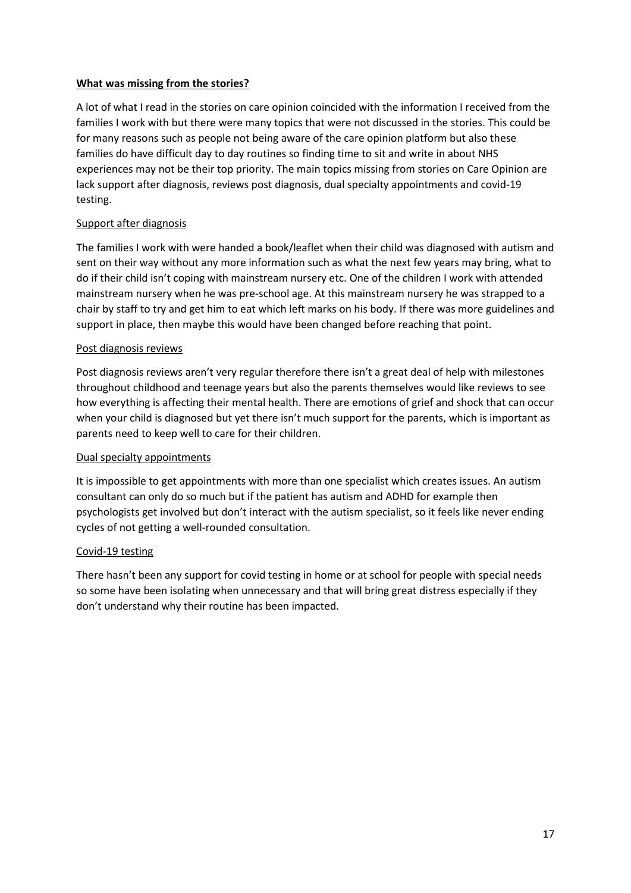## **What was missing from the stories?**

A lot of what I read in the stories on care opinion coincided with the information I received from the families I work with but there were many topics that were not discussed in the stories. This could be for many reasons such as people not being aware of the care opinion platform but also these families do have difficult day to day routines so finding time to sit and write in about NHS experiences may not be their top priority. The main topics missing from stories on Care Opinion are lack support after diagnosis, reviews post diagnosis, dual specialty appointments and covid-19 testing.

### Support after diagnosis

The families I work with were handed a book/leaflet when their child was diagnosed with autism and sent on their way without any more information such as what the next few years may bring, what to do if their child isn't coping with mainstream nursery etc. One of the children I work with attended mainstream nursery when he was pre-school age. At this mainstream nursery he was strapped to a chair by staff to try and get him to eat which left marks on his body. If there was more guidelines and support in place, then maybe this would have been changed before reaching that point.

### Post diagnosis reviews

Post diagnosis reviews aren't very regular therefore there isn't a great deal of help with milestones throughout childhood and teenage years but also the parents themselves would like reviews to see how everything is affecting their mental health. There are emotions of grief and shock that can occur when your child is diagnosed but yet there isn't much support for the parents, which is important as parents need to keep well to care for their children.

### Dual specialty appointments

It is impossible to get appointments with more than one specialist which creates issues. An autism consultant can only do so much but if the patient has autism and ADHD for example then psychologists get involved but don't interact with the autism specialist, so it feels like never ending cycles of not getting a well-rounded consultation.

### Covid-19 testing

There hasn't been any support for covid testing in home or at school for people with special needs so some have been isolating when unnecessary and that will bring great distress especially if they don't understand why their routine has been impacted.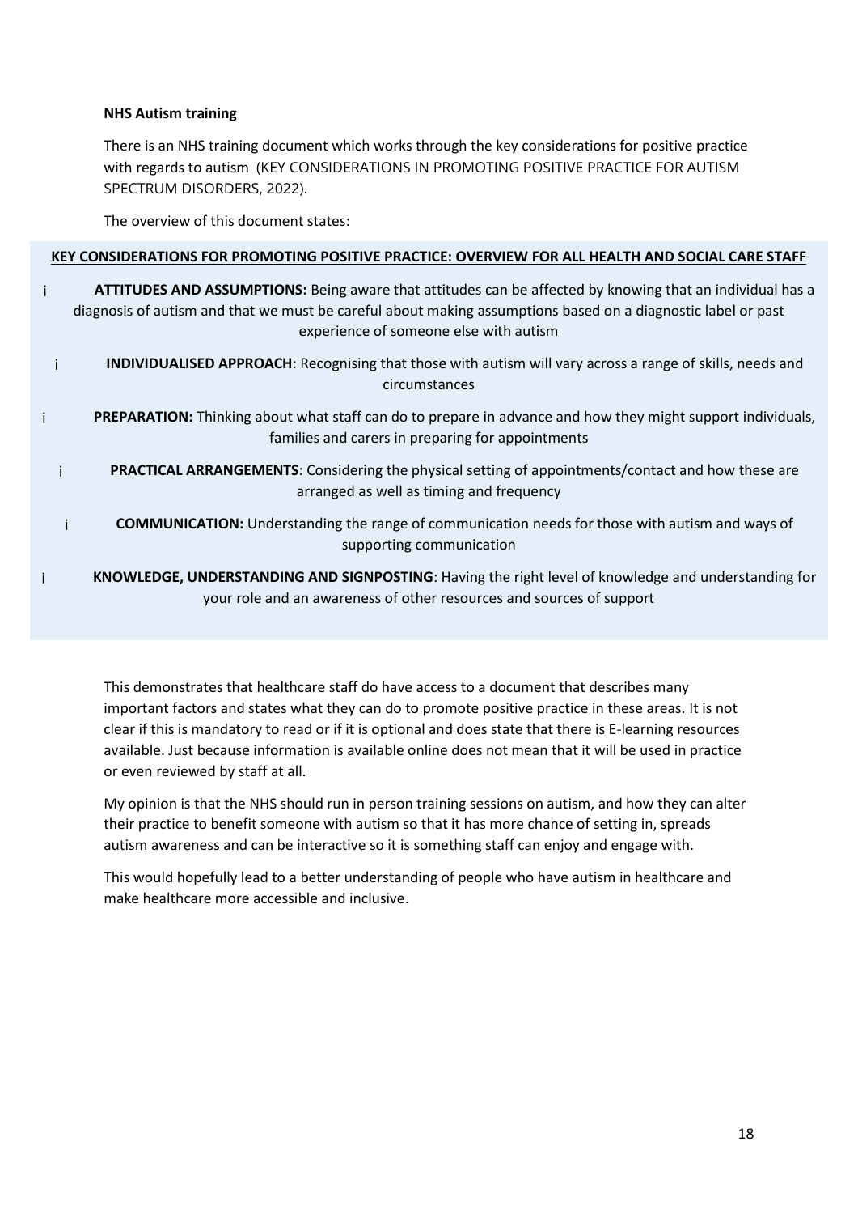**NHS Autism training**

There is an NHS training document which works through the key considerations for positive practice with regards to autism (KEY CONSIDERATIONS IN PROMOTING POSITIVE PRACTICE FOR AUTISM SPECTRUM DISORDERS, 2022).

The overview of this document states:

**KEY CONSIDERATIONS FOR PROMOTING POSITIVE PRACTICE: OVERVIEW FOR ALL HEALTH AND SOCIAL CARE STAFF**

- **ATTITUDES AND ASSUMPTIONS:** Being aware that attitudes can be affected by knowing that an individual has a diagnosis of autism and that we must be careful about making assumptions based on a diagnostic label or past experience of someone else with autism
- **INDIVIDUALISED APPROACH**: Recognising that those with autism will vary across a range of skills, needs and circumstances
- **PREPARATION:** Thinking about what staff can do to prepare in advance and how they might support individuals, families and carers in preparing for appointments
- **PRACTICAL ARRANGEMENTS**: Considering the physical setting of appointments/contact and how these are arranged as well as timing and frequency
- **COMMUNICATION:** Understanding the range of communication needs for those with autism and ways of supporting communication
- **KNOWLEDGE, UNDERSTANDING AND SIGNPOSTING**: Having the right level of knowledge and understanding for your role and an awareness of other resources and sources of support

This demonstrates that healthcare staff do have access to a document that describes many important factors and states what they can do to promote positive practice in these areas. It is not clear if this is mandatory to read or if it is optional and does state that there is E-learning resources available. Just because information is available online does not mean that it will be used in practice or even reviewed by staff at all.

My opinion is that the NHS should run in person training sessions on autism, and how they can alter their practice to benefit someone with autism so that it has more chance of setting in, spreads autism awareness and can be interactive so it is something staff can enjoy and engage with.

This would hopefully lead to a better understanding of people who have autism in healthcare and make healthcare more accessible and inclusive.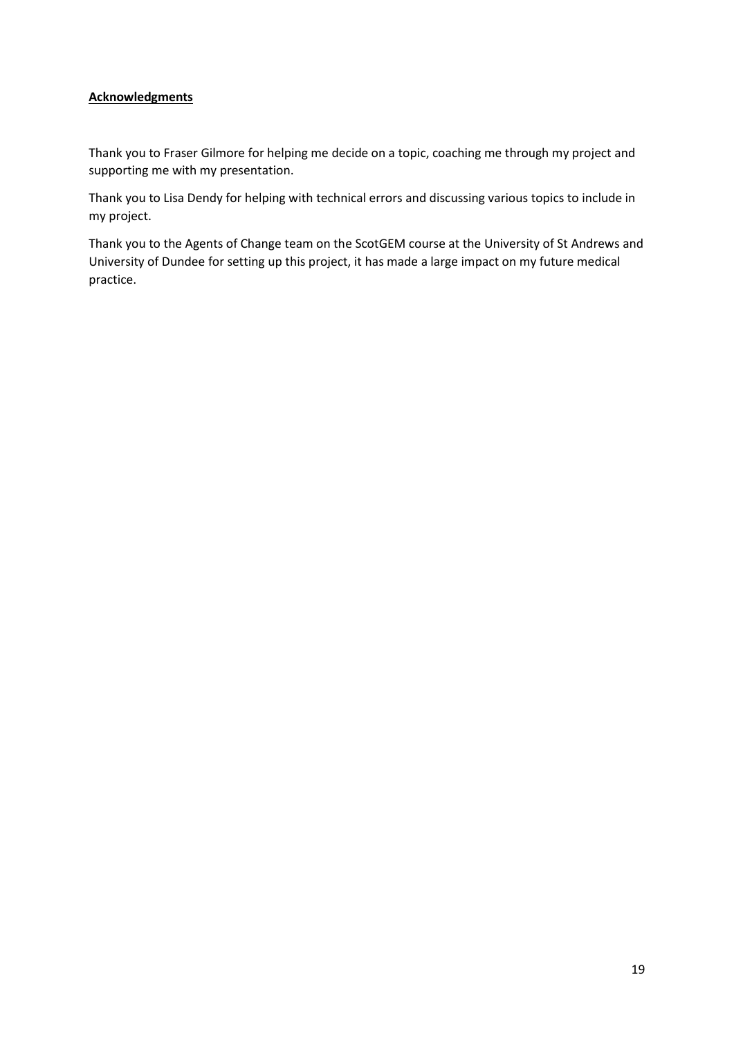**Acknowledgments**

Thank you to Fraser Gilmore for helping me decide on a topic, coaching me through my project and supporting me with my presentation.

Thank you to Lisa Dendy for helping with technical errors and discussing various topics to include in my project.

Thank you to the Agents of Change team on the ScotGEM course at the University of St Andrews and University of Dundee for setting up this project, it has made a large impact on my future medical practice.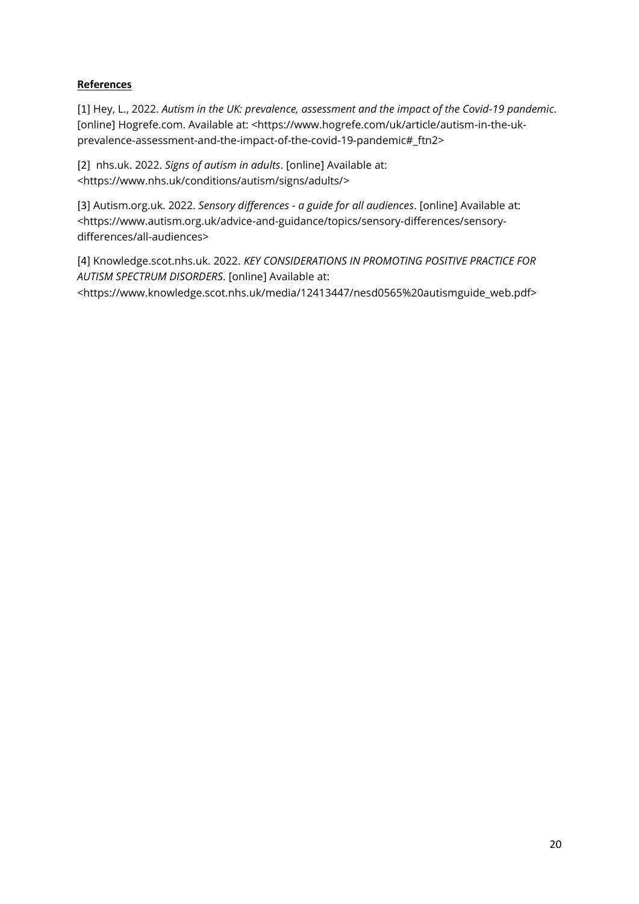**References**

[1] Hey, L., 2022. *Autism in the UK: prevalence, assessment and the impact of the Covid-19 pandemic*. [online] Hogrefe.com. Available at: <https://www.hogrefe.com/uk/article/autism-in-the-uk-prevalence-assessment-and-the-impact-of-the-covid-19-pandemic#_ftn2>

[2] nhs.uk. 2022. *Signs of autism in adults*. [online] Available at: <https://www.nhs.uk/conditions/autism/signs/adults/>

[3] Autism.org.uk. 2022. *Sensory differences - a guide for all audiences*. [online] Available at: <https://www.autism.org.uk/advice-and-guidance/topics/sensory-differences/sensory-differences/all-audiences>

[4] Knowledge.scot.nhs.uk. 2022. *KEY CONSIDERATIONS IN PROMOTING POSITIVE PRACTICE FOR AUTISM SPECTRUM DISORDERS*. [online] Available at: <https://www.knowledge.scot.nhs.uk/media/12413447/nesd0565%20autismguide_web.pdf>